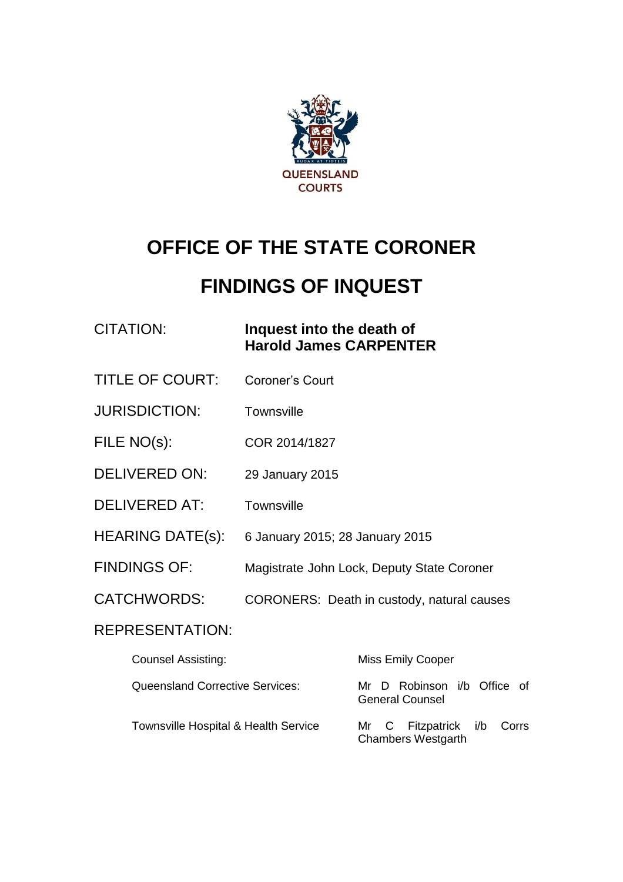# OFFICE OF THE STATE CORONER

# FINDINGS OF INQUEST

| | |
|---|---|
| CITATION: | **Inquest into the death of Harold James CARPENTER** |
| TITLE OF COURT: | Coroner's Court |
| JURISDICTION: | Townsville |
| FILE NO(s): | COR 2014/1827 |
| DELIVERED ON: | 29 January 2015 |
| DELIVERED AT: | Townsville |
| HEARING DATE(s): | 6 January 2015; 28 January 2015 |
| FINDINGS OF: | Magistrate John Lock, Deputy State Coroner |
| CATCHWORDS: | CORONERS: Death in custody, natural causes |

REPRESENTATION:

| | |
|---|---|
| Counsel Assisting: | Miss Emily Cooper |
| Queensland Corrective Services: | Mr D Robinson i/b Office of General Counsel |
| Townsville Hospital & Health Service | Mr C Fitzpatrick i/b Corrs Chambers Westgarth |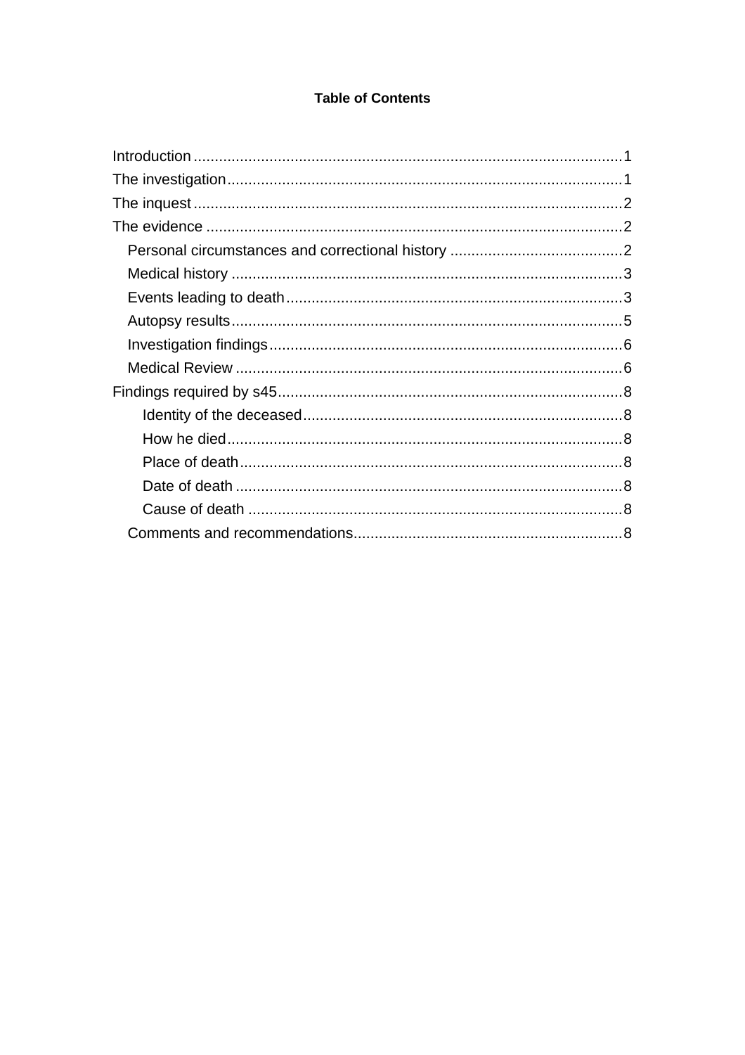**Table of Contents**

- Introduction ..... 1
- The investigation ..... 1
- The inquest ..... 2
- The evidence ..... 2
  - Personal circumstances and correctional history ..... 2
  - Medical history ..... 3
  - Events leading to death ..... 3
  - Autopsy results ..... 5
  - Investigation findings ..... 6
  - Medical Review ..... 6
- Findings required by s45 ..... 8
    - Identity of the deceased ..... 8
    - How he died ..... 8
    - Place of death ..... 8
    - Date of death ..... 8
    - Cause of death ..... 8
  - Comments and recommendations ..... 8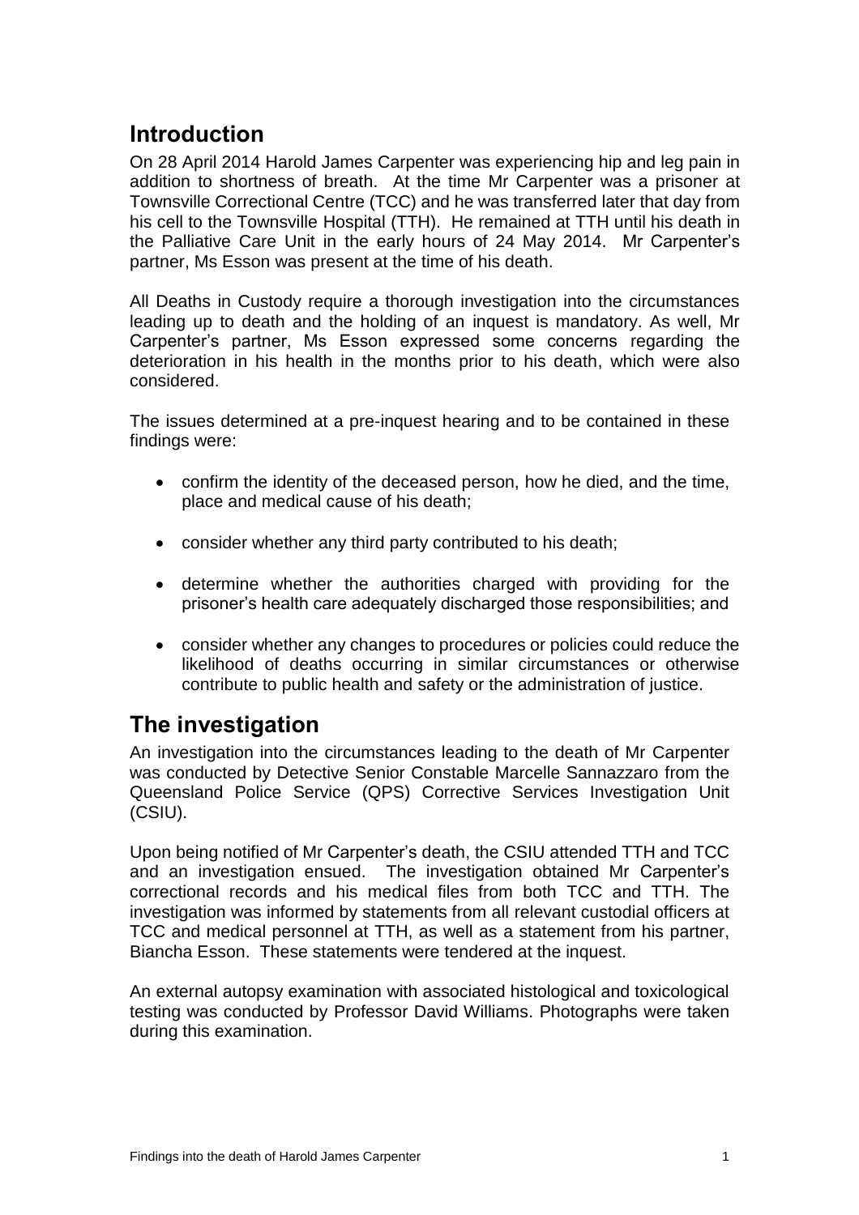## Introduction

On 28 April 2014 Harold James Carpenter was experiencing hip and leg pain in addition to shortness of breath. At the time Mr Carpenter was a prisoner at Townsville Correctional Centre (TCC) and he was transferred later that day from his cell to the Townsville Hospital (TTH). He remained at TTH until his death in the Palliative Care Unit in the early hours of 24 May 2014. Mr Carpenter's partner, Ms Esson was present at the time of his death.

All Deaths in Custody require a thorough investigation into the circumstances leading up to death and the holding of an inquest is mandatory. As well, Mr Carpenter's partner, Ms Esson expressed some concerns regarding the deterioration in his health in the months prior to his death, which were also considered.

The issues determined at a pre-inquest hearing and to be contained in these findings were:

- confirm the identity of the deceased person, how he died, and the time, place and medical cause of his death;
- consider whether any third party contributed to his death;
- determine whether the authorities charged with providing for the prisoner's health care adequately discharged those responsibilities; and
- consider whether any changes to procedures or policies could reduce the likelihood of deaths occurring in similar circumstances or otherwise contribute to public health and safety or the administration of justice.

## The investigation

An investigation into the circumstances leading to the death of Mr Carpenter was conducted by Detective Senior Constable Marcelle Sannazzaro from the Queensland Police Service (QPS) Corrective Services Investigation Unit (CSIU).

Upon being notified of Mr Carpenter's death, the CSIU attended TTH and TCC and an investigation ensued. The investigation obtained Mr Carpenter's correctional records and his medical files from both TCC and TTH. The investigation was informed by statements from all relevant custodial officers at TCC and medical personnel at TTH, as well as a statement from his partner, Biancha Esson. These statements were tendered at the inquest.

An external autopsy examination with associated histological and toxicological testing was conducted by Professor David Williams. Photographs were taken during this examination.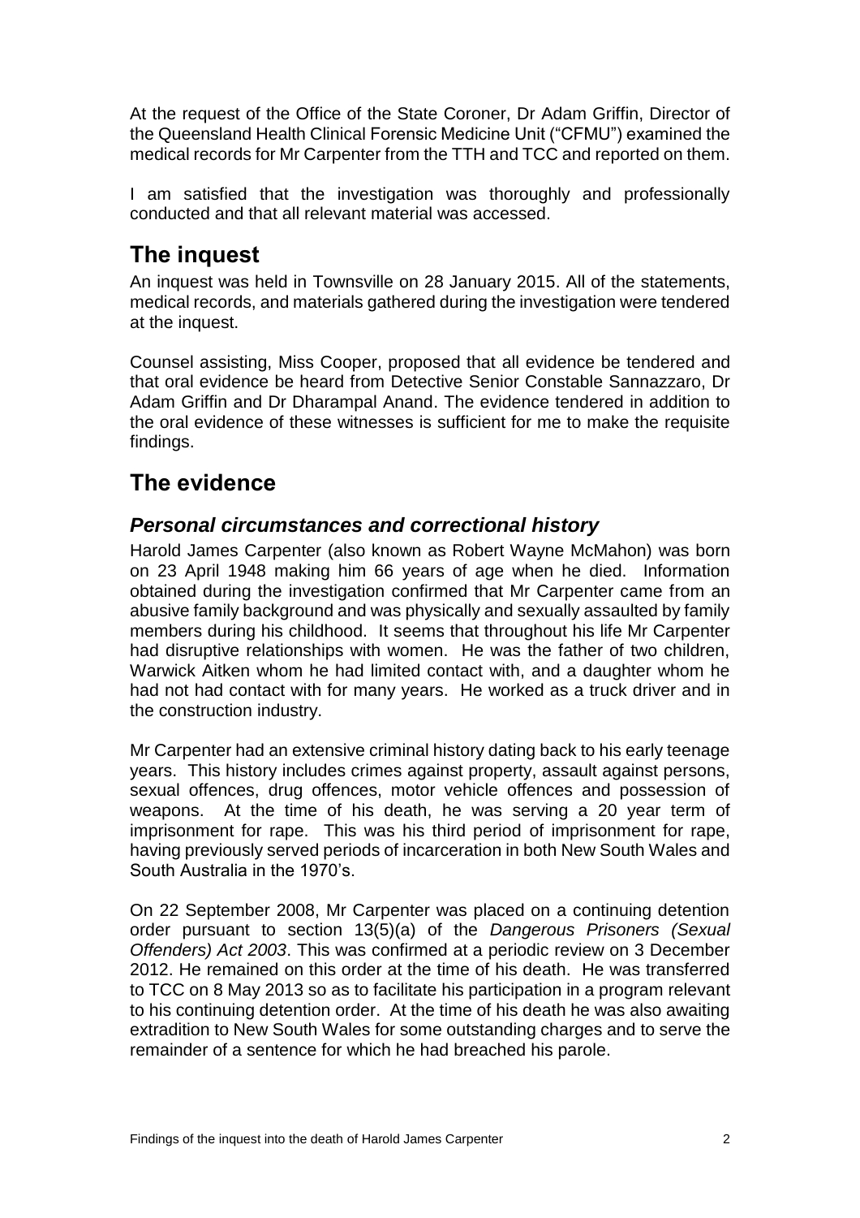At the request of the Office of the State Coroner, Dr Adam Griffin, Director of the Queensland Health Clinical Forensic Medicine Unit ("CFMU") examined the medical records for Mr Carpenter from the TTH and TCC and reported on them.

I am satisfied that the investigation was thoroughly and professionally conducted and that all relevant material was accessed.

# The inquest

An inquest was held in Townsville on 28 January 2015. All of the statements, medical records, and materials gathered during the investigation were tendered at the inquest.

Counsel assisting, Miss Cooper, proposed that all evidence be tendered and that oral evidence be heard from Detective Senior Constable Sannazzaro, Dr Adam Griffin and Dr Dharampal Anand. The evidence tendered in addition to the oral evidence of these witnesses is sufficient for me to make the requisite findings.

# The evidence

## *Personal circumstances and correctional history*

Harold James Carpenter (also known as Robert Wayne McMahon) was born on 23 April 1948 making him 66 years of age when he died. Information obtained during the investigation confirmed that Mr Carpenter came from an abusive family background and was physically and sexually assaulted by family members during his childhood. It seems that throughout his life Mr Carpenter had disruptive relationships with women. He was the father of two children, Warwick Aitken whom he had limited contact with, and a daughter whom he had not had contact with for many years. He worked as a truck driver and in the construction industry.

Mr Carpenter had an extensive criminal history dating back to his early teenage years. This history includes crimes against property, assault against persons, sexual offences, drug offences, motor vehicle offences and possession of weapons. At the time of his death, he was serving a 20 year term of imprisonment for rape. This was his third period of imprisonment for rape, having previously served periods of incarceration in both New South Wales and South Australia in the 1970's.

On 22 September 2008, Mr Carpenter was placed on a continuing detention order pursuant to section 13(5)(a) of the *Dangerous Prisoners (Sexual Offenders) Act 2003*. This was confirmed at a periodic review on 3 December 2012. He remained on this order at the time of his death. He was transferred to TCC on 8 May 2013 so as to facilitate his participation in a program relevant to his continuing detention order. At the time of his death he was also awaiting extradition to New South Wales for some outstanding charges and to serve the remainder of a sentence for which he had breached his parole.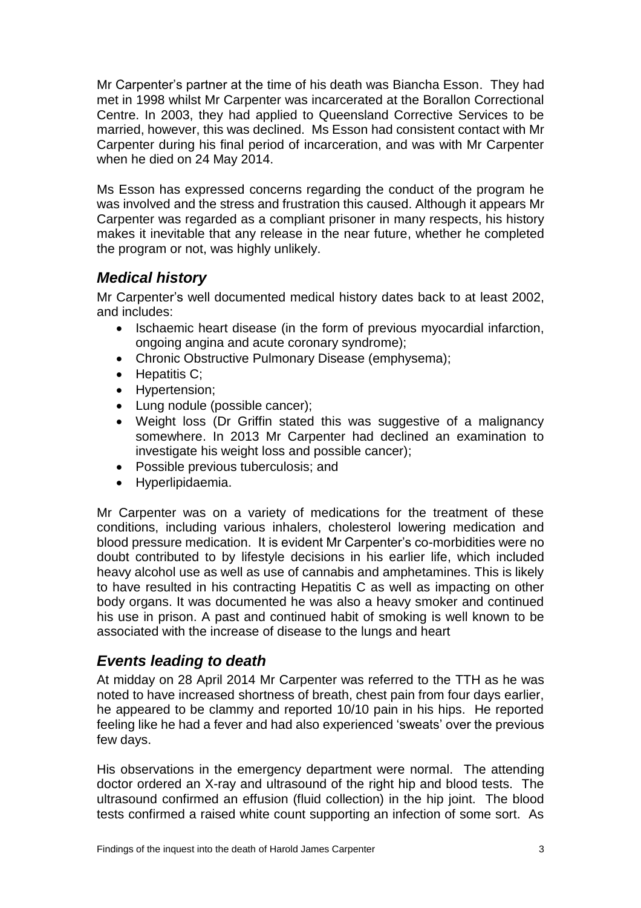Mr Carpenter's partner at the time of his death was Biancha Esson. They had met in 1998 whilst Mr Carpenter was incarcerated at the Borallon Correctional Centre. In 2003, they had applied to Queensland Corrective Services to be married, however, this was declined. Ms Esson had consistent contact with Mr Carpenter during his final period of incarceration, and was with Mr Carpenter when he died on 24 May 2014.

Ms Esson has expressed concerns regarding the conduct of the program he was involved and the stress and frustration this caused. Although it appears Mr Carpenter was regarded as a compliant prisoner in many respects, his history makes it inevitable that any release in the near future, whether he completed the program or not, was highly unlikely.

## *Medical history*

Mr Carpenter's well documented medical history dates back to at least 2002, and includes:

- Ischaemic heart disease (in the form of previous myocardial infarction, ongoing angina and acute coronary syndrome);
- Chronic Obstructive Pulmonary Disease (emphysema);
- Hepatitis C;
- Hypertension;
- Lung nodule (possible cancer);
- Weight loss (Dr Griffin stated this was suggestive of a malignancy somewhere. In 2013 Mr Carpenter had declined an examination to investigate his weight loss and possible cancer);
- Possible previous tuberculosis; and
- Hyperlipidaemia.

Mr Carpenter was on a variety of medications for the treatment of these conditions, including various inhalers, cholesterol lowering medication and blood pressure medication. It is evident Mr Carpenter's co-morbidities were no doubt contributed to by lifestyle decisions in his earlier life, which included heavy alcohol use as well as use of cannabis and amphetamines. This is likely to have resulted in his contracting Hepatitis C as well as impacting on other body organs. It was documented he was also a heavy smoker and continued his use in prison. A past and continued habit of smoking is well known to be associated with the increase of disease to the lungs and heart

## *Events leading to death*

At midday on 28 April 2014 Mr Carpenter was referred to the TTH as he was noted to have increased shortness of breath, chest pain from four days earlier, he appeared to be clammy and reported 10/10 pain in his hips. He reported feeling like he had a fever and had also experienced 'sweats' over the previous few days.

His observations in the emergency department were normal. The attending doctor ordered an X-ray and ultrasound of the right hip and blood tests. The ultrasound confirmed an effusion (fluid collection) in the hip joint. The blood tests confirmed a raised white count supporting an infection of some sort. As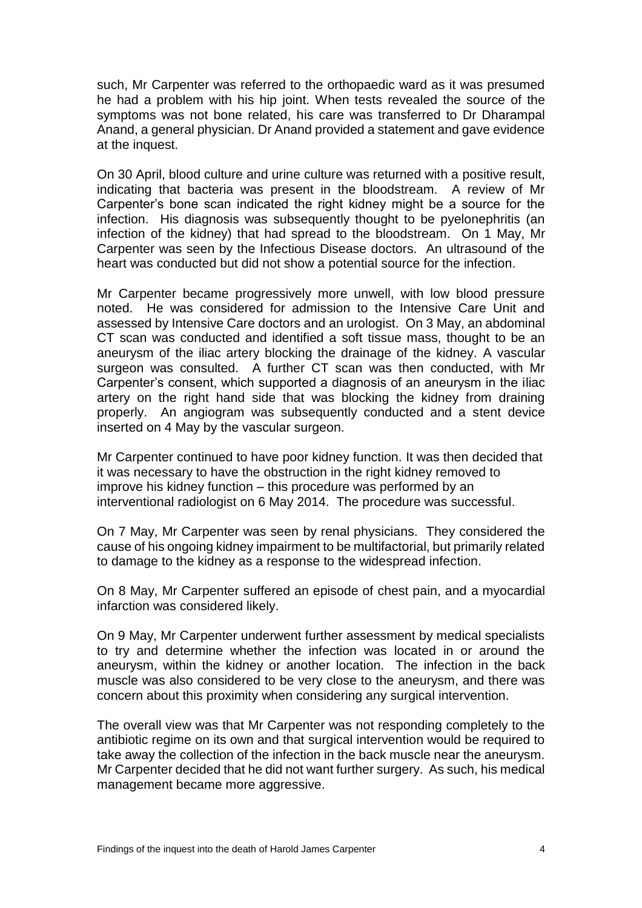such, Mr Carpenter was referred to the orthopaedic ward as it was presumed he had a problem with his hip joint. When tests revealed the source of the symptoms was not bone related, his care was transferred to Dr Dharampal Anand, a general physician. Dr Anand provided a statement and gave evidence at the inquest.

On 30 April, blood culture and urine culture was returned with a positive result, indicating that bacteria was present in the bloodstream. A review of Mr Carpenter's bone scan indicated the right kidney might be a source for the infection. His diagnosis was subsequently thought to be pyelonephritis (an infection of the kidney) that had spread to the bloodstream. On 1 May, Mr Carpenter was seen by the Infectious Disease doctors. An ultrasound of the heart was conducted but did not show a potential source for the infection.

Mr Carpenter became progressively more unwell, with low blood pressure noted. He was considered for admission to the Intensive Care Unit and assessed by Intensive Care doctors and an urologist. On 3 May, an abdominal CT scan was conducted and identified a soft tissue mass, thought to be an aneurysm of the iliac artery blocking the drainage of the kidney. A vascular surgeon was consulted. A further CT scan was then conducted, with Mr Carpenter's consent, which supported a diagnosis of an aneurysm in the iliac artery on the right hand side that was blocking the kidney from draining properly. An angiogram was subsequently conducted and a stent device inserted on 4 May by the vascular surgeon.

Mr Carpenter continued to have poor kidney function. It was then decided that it was necessary to have the obstruction in the right kidney removed to improve his kidney function – this procedure was performed by an interventional radiologist on 6 May 2014. The procedure was successful.

On 7 May, Mr Carpenter was seen by renal physicians. They considered the cause of his ongoing kidney impairment to be multifactorial, but primarily related to damage to the kidney as a response to the widespread infection.

On 8 May, Mr Carpenter suffered an episode of chest pain, and a myocardial infarction was considered likely.

On 9 May, Mr Carpenter underwent further assessment by medical specialists to try and determine whether the infection was located in or around the aneurysm, within the kidney or another location. The infection in the back muscle was also considered to be very close to the aneurysm, and there was concern about this proximity when considering any surgical intervention.

The overall view was that Mr Carpenter was not responding completely to the antibiotic regime on its own and that surgical intervention would be required to take away the collection of the infection in the back muscle near the aneurysm. Mr Carpenter decided that he did not want further surgery. As such, his medical management became more aggressive.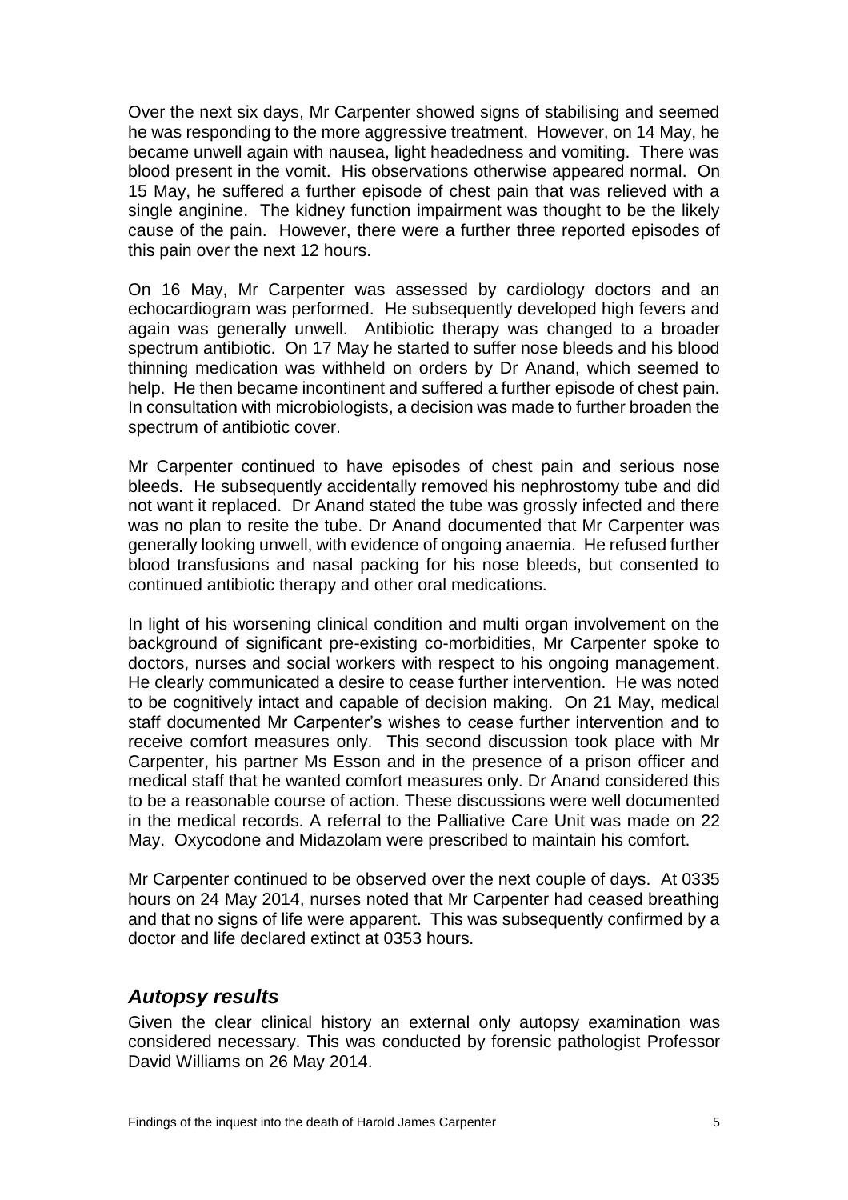Over the next six days, Mr Carpenter showed signs of stabilising and seemed he was responding to the more aggressive treatment. However, on 14 May, he became unwell again with nausea, light headedness and vomiting. There was blood present in the vomit. His observations otherwise appeared normal. On 15 May, he suffered a further episode of chest pain that was relieved with a single anginine. The kidney function impairment was thought to be the likely cause of the pain. However, there were a further three reported episodes of this pain over the next 12 hours.

On 16 May, Mr Carpenter was assessed by cardiology doctors and an echocardiogram was performed. He subsequently developed high fevers and again was generally unwell. Antibiotic therapy was changed to a broader spectrum antibiotic. On 17 May he started to suffer nose bleeds and his blood thinning medication was withheld on orders by Dr Anand, which seemed to help. He then became incontinent and suffered a further episode of chest pain. In consultation with microbiologists, a decision was made to further broaden the spectrum of antibiotic cover.

Mr Carpenter continued to have episodes of chest pain and serious nose bleeds. He subsequently accidentally removed his nephrostomy tube and did not want it replaced. Dr Anand stated the tube was grossly infected and there was no plan to resite the tube. Dr Anand documented that Mr Carpenter was generally looking unwell, with evidence of ongoing anaemia. He refused further blood transfusions and nasal packing for his nose bleeds, but consented to continued antibiotic therapy and other oral medications.

In light of his worsening clinical condition and multi organ involvement on the background of significant pre-existing co-morbidities, Mr Carpenter spoke to doctors, nurses and social workers with respect to his ongoing management. He clearly communicated a desire to cease further intervention. He was noted to be cognitively intact and capable of decision making. On 21 May, medical staff documented Mr Carpenter's wishes to cease further intervention and to receive comfort measures only. This second discussion took place with Mr Carpenter, his partner Ms Esson and in the presence of a prison officer and medical staff that he wanted comfort measures only. Dr Anand considered this to be a reasonable course of action. These discussions were well documented in the medical records. A referral to the Palliative Care Unit was made on 22 May. Oxycodone and Midazolam were prescribed to maintain his comfort.

Mr Carpenter continued to be observed over the next couple of days. At 0335 hours on 24 May 2014, nurses noted that Mr Carpenter had ceased breathing and that no signs of life were apparent. This was subsequently confirmed by a doctor and life declared extinct at 0353 hours.

## *Autopsy results*

Given the clear clinical history an external only autopsy examination was considered necessary. This was conducted by forensic pathologist Professor David Williams on 26 May 2014.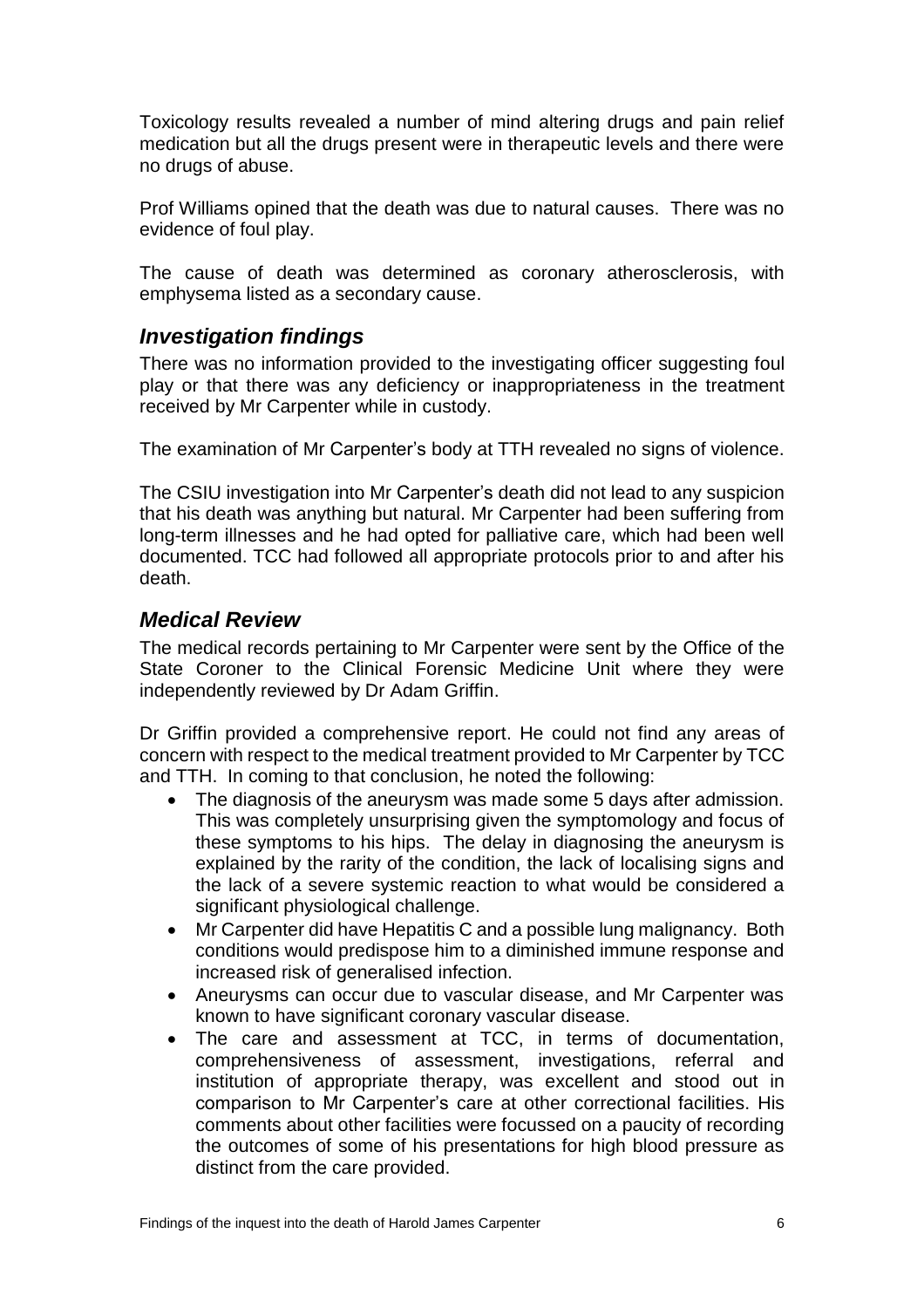Toxicology results revealed a number of mind altering drugs and pain relief medication but all the drugs present were in therapeutic levels and there were no drugs of abuse.

Prof Williams opined that the death was due to natural causes. There was no evidence of foul play.

The cause of death was determined as coronary atherosclerosis, with emphysema listed as a secondary cause.

## *Investigation findings*

There was no information provided to the investigating officer suggesting foul play or that there was any deficiency or inappropriateness in the treatment received by Mr Carpenter while in custody.

The examination of Mr Carpenter's body at TTH revealed no signs of violence.

The CSIU investigation into Mr Carpenter's death did not lead to any suspicion that his death was anything but natural. Mr Carpenter had been suffering from long-term illnesses and he had opted for palliative care, which had been well documented. TCC had followed all appropriate protocols prior to and after his death.

## *Medical Review*

The medical records pertaining to Mr Carpenter were sent by the Office of the State Coroner to the Clinical Forensic Medicine Unit where they were independently reviewed by Dr Adam Griffin.

Dr Griffin provided a comprehensive report. He could not find any areas of concern with respect to the medical treatment provided to Mr Carpenter by TCC and TTH. In coming to that conclusion, he noted the following:

- The diagnosis of the aneurysm was made some 5 days after admission. This was completely unsurprising given the symptomology and focus of these symptoms to his hips. The delay in diagnosing the aneurysm is explained by the rarity of the condition, the lack of localising signs and the lack of a severe systemic reaction to what would be considered a significant physiological challenge.
- Mr Carpenter did have Hepatitis C and a possible lung malignancy. Both conditions would predispose him to a diminished immune response and increased risk of generalised infection.
- Aneurysms can occur due to vascular disease, and Mr Carpenter was known to have significant coronary vascular disease.
- The care and assessment at TCC, in terms of documentation, comprehensiveness of assessment, investigations, referral and institution of appropriate therapy, was excellent and stood out in comparison to Mr Carpenter's care at other correctional facilities. His comments about other facilities were focussed on a paucity of recording the outcomes of some of his presentations for high blood pressure as distinct from the care provided.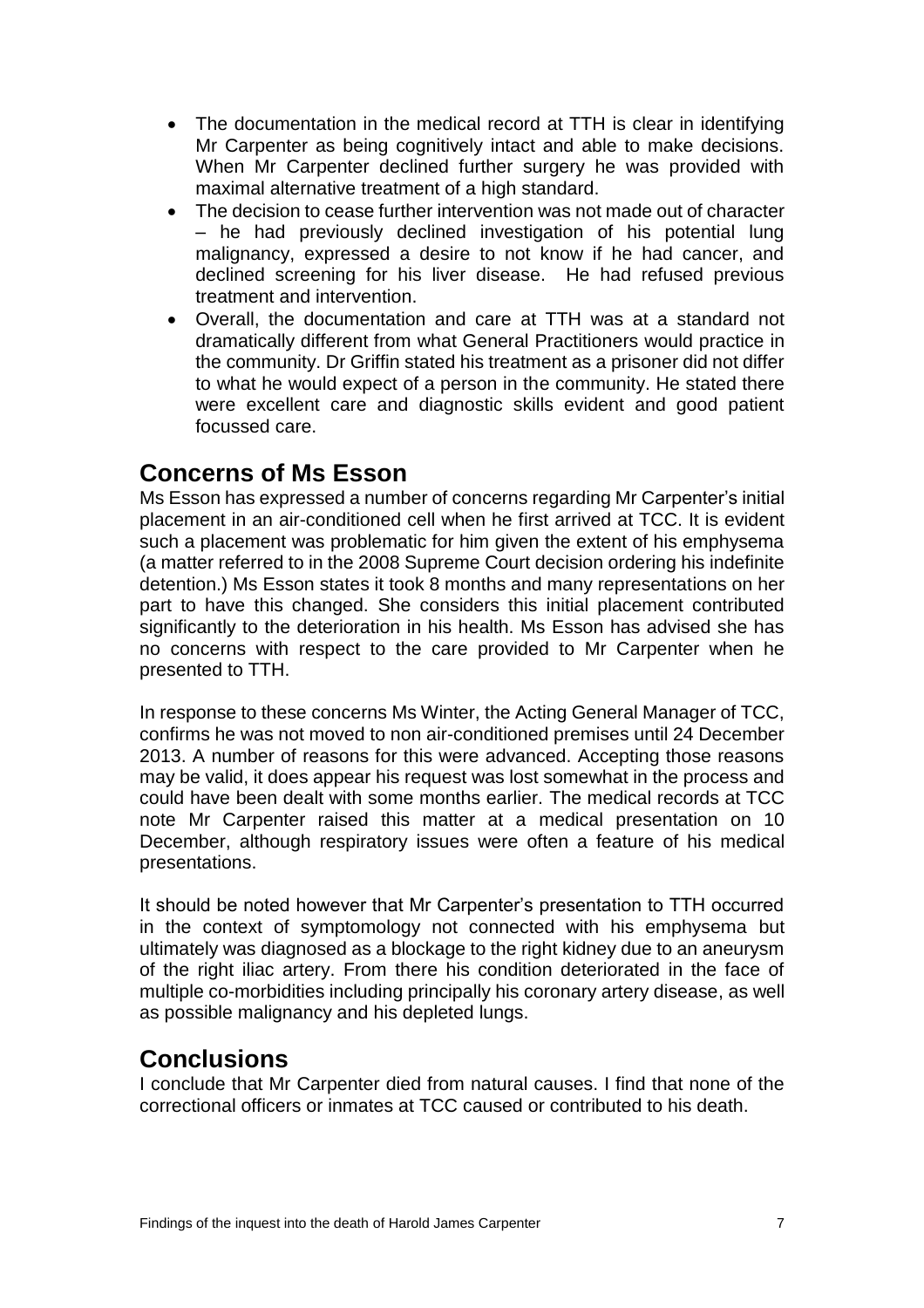- The documentation in the medical record at TTH is clear in identifying Mr Carpenter as being cognitively intact and able to make decisions. When Mr Carpenter declined further surgery he was provided with maximal alternative treatment of a high standard.
- The decision to cease further intervention was not made out of character – he had previously declined investigation of his potential lung malignancy, expressed a desire to not know if he had cancer, and declined screening for his liver disease. He had refused previous treatment and intervention.
- Overall, the documentation and care at TTH was at a standard not dramatically different from what General Practitioners would practice in the community. Dr Griffin stated his treatment as a prisoner did not differ to what he would expect of a person in the community. He stated there were excellent care and diagnostic skills evident and good patient focussed care.

## Concerns of Ms Esson

Ms Esson has expressed a number of concerns regarding Mr Carpenter's initial placement in an air-conditioned cell when he first arrived at TCC. It is evident such a placement was problematic for him given the extent of his emphysema (a matter referred to in the 2008 Supreme Court decision ordering his indefinite detention.) Ms Esson states it took 8 months and many representations on her part to have this changed. She considers this initial placement contributed significantly to the deterioration in his health. Ms Esson has advised she has no concerns with respect to the care provided to Mr Carpenter when he presented to TTH.

In response to these concerns Ms Winter, the Acting General Manager of TCC, confirms he was not moved to non air-conditioned premises until 24 December 2013. A number of reasons for this were advanced. Accepting those reasons may be valid, it does appear his request was lost somewhat in the process and could have been dealt with some months earlier. The medical records at TCC note Mr Carpenter raised this matter at a medical presentation on 10 December, although respiratory issues were often a feature of his medical presentations.

It should be noted however that Mr Carpenter's presentation to TTH occurred in the context of symptomology not connected with his emphysema but ultimately was diagnosed as a blockage to the right kidney due to an aneurysm of the right iliac artery. From there his condition deteriorated in the face of multiple co-morbidities including principally his coronary artery disease, as well as possible malignancy and his depleted lungs.

## Conclusions

I conclude that Mr Carpenter died from natural causes. I find that none of the correctional officers or inmates at TCC caused or contributed to his death.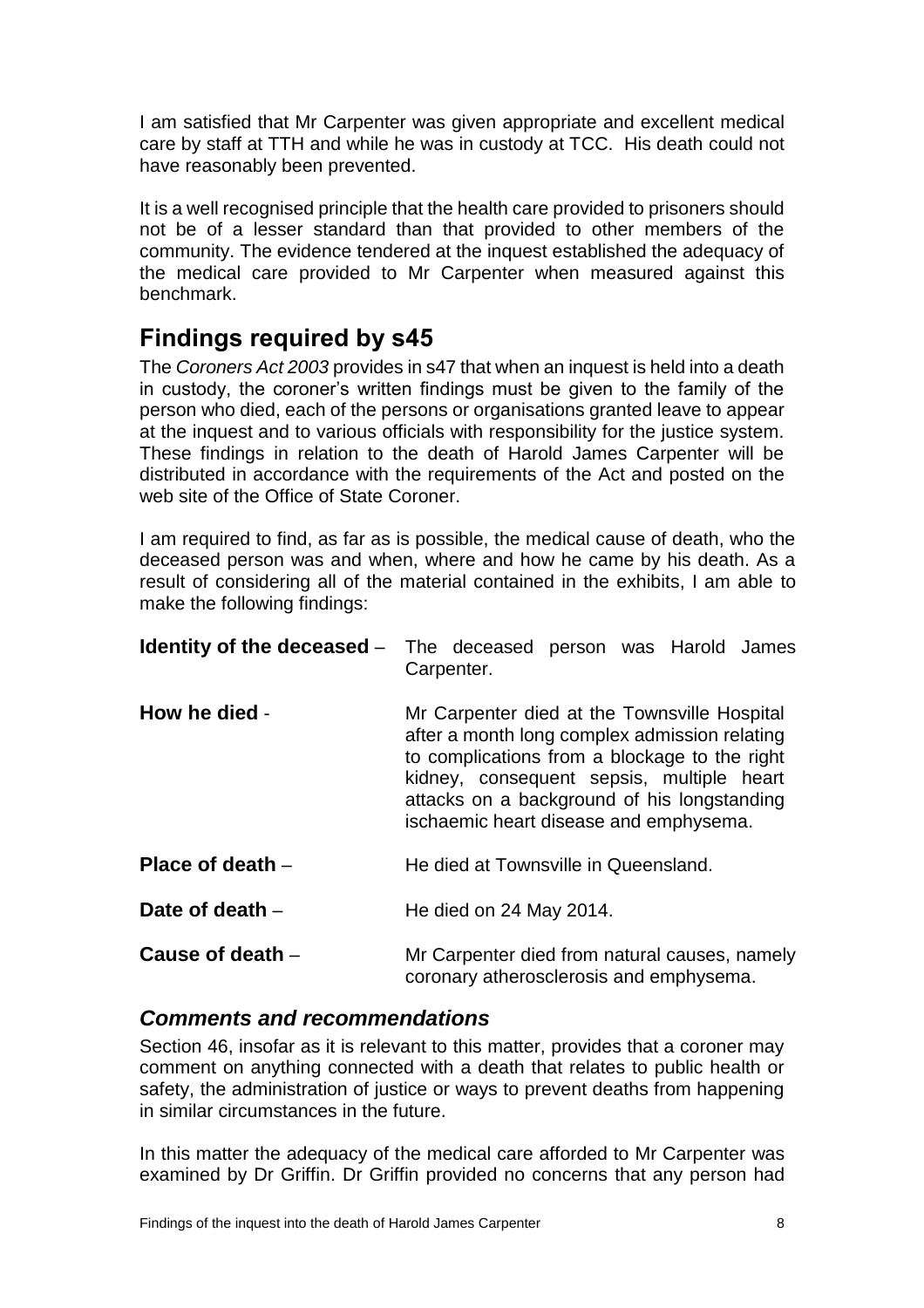I am satisfied that Mr Carpenter was given appropriate and excellent medical care by staff at TTH and while he was in custody at TCC. His death could not have reasonably been prevented.

It is a well recognised principle that the health care provided to prisoners should not be of a lesser standard than that provided to other members of the community. The evidence tendered at the inquest established the adequacy of the medical care provided to Mr Carpenter when measured against this benchmark.

## Findings required by s45

The *Coroners Act 2003* provides in s47 that when an inquest is held into a death in custody, the coroner's written findings must be given to the family of the person who died, each of the persons or organisations granted leave to appear at the inquest and to various officials with responsibility for the justice system. These findings in relation to the death of Harold James Carpenter will be distributed in accordance with the requirements of the Act and posted on the web site of the Office of State Coroner.

I am required to find, as far as is possible, the medical cause of death, who the deceased person was and when, where and how he came by his death. As a result of considering all of the material contained in the exhibits, I am able to make the following findings:

**Identity of the deceased** – The deceased person was Harold James Carpenter.

**How he died** - Mr Carpenter died at the Townsville Hospital after a month long complex admission relating to complications from a blockage to the right kidney, consequent sepsis, multiple heart attacks on a background of his longstanding ischaemic heart disease and emphysema.

**Place of death** – He died at Townsville in Queensland.

**Date of death** – He died on 24 May 2014.

**Cause of death** – Mr Carpenter died from natural causes, namely coronary atherosclerosis and emphysema.

### *Comments and recommendations*

Section 46, insofar as it is relevant to this matter, provides that a coroner may comment on anything connected with a death that relates to public health or safety, the administration of justice or ways to prevent deaths from happening in similar circumstances in the future.

In this matter the adequacy of the medical care afforded to Mr Carpenter was examined by Dr Griffin. Dr Griffin provided no concerns that any person had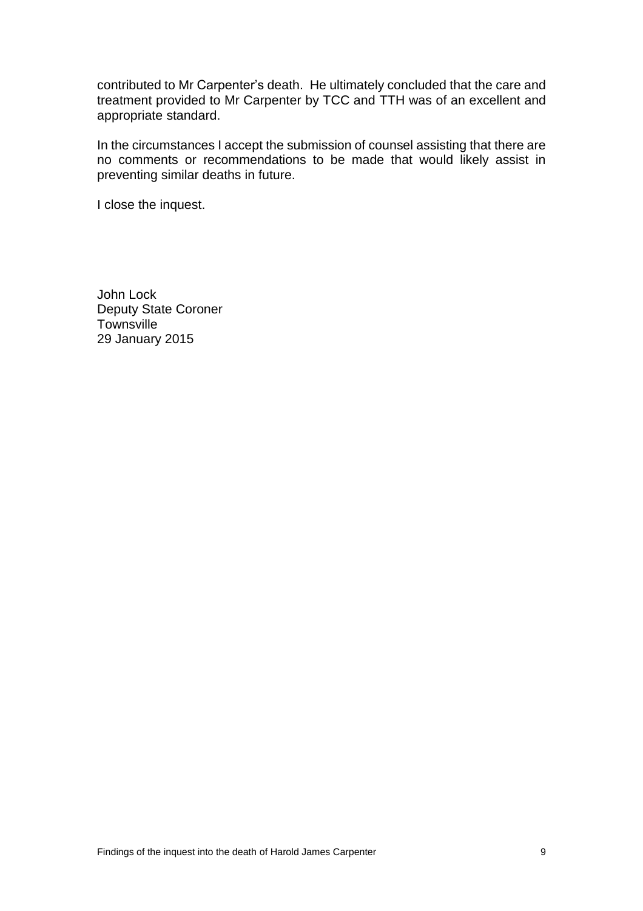contributed to Mr Carpenter's death. He ultimately concluded that the care and treatment provided to Mr Carpenter by TCC and TTH was of an excellent and appropriate standard.

In the circumstances I accept the submission of counsel assisting that there are no comments or recommendations to be made that would likely assist in preventing similar deaths in future.

I close the inquest.

John Lock
Deputy State Coroner
Townsville
29 January 2015